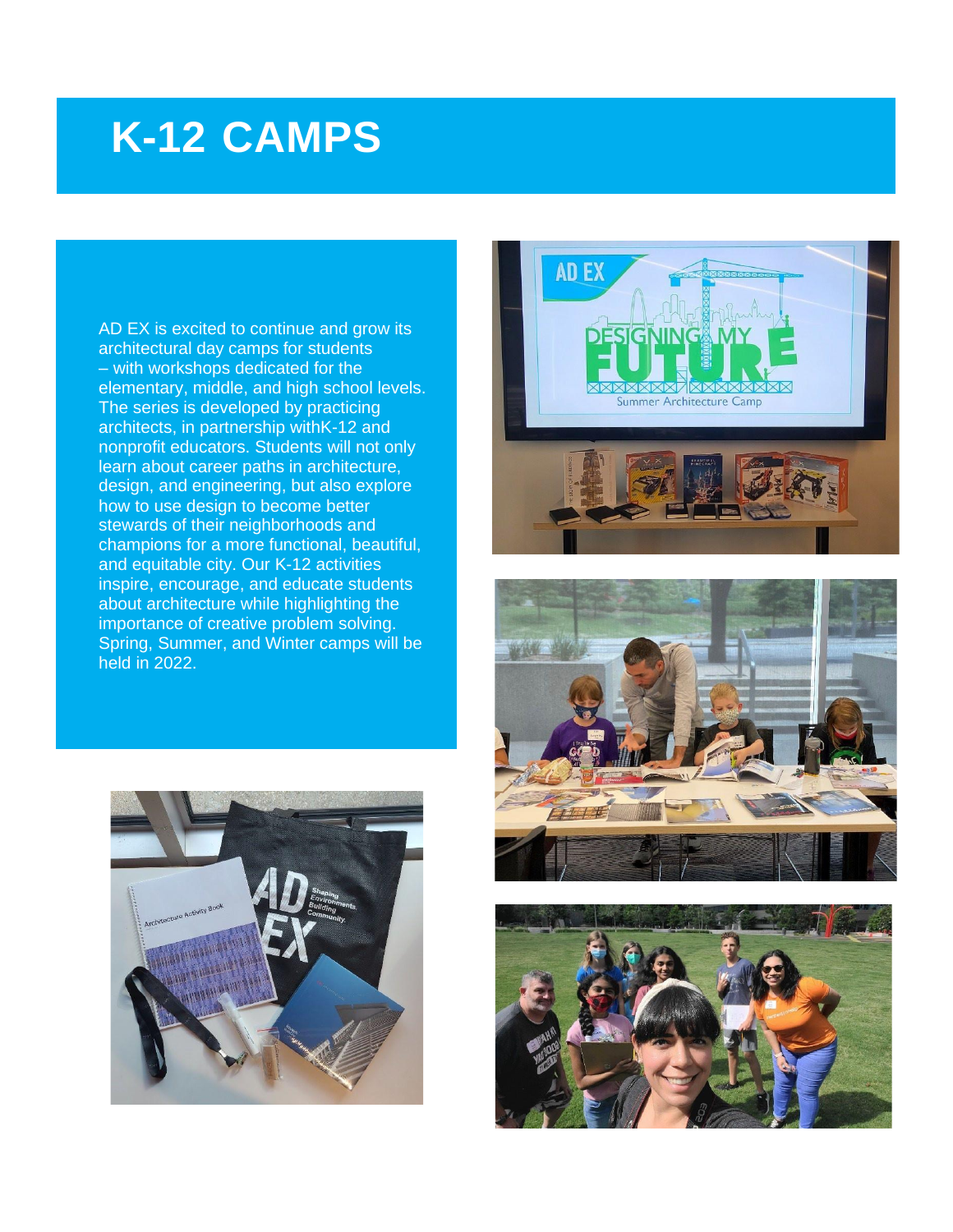# K-12 CAMPS

AD EX is excited to continue and grow its architectural day camps for students – with workshops dedicated for the elementary, middle, and high school levels. The series is developed by practicing architects, in partnership withK-12 and nonprofit educators. Students will not only learn about career paths in architecture, design, and engineering, but also explore how to use design to become better stewards of their neighborhoods and champions for a more functional, beautiful, and equitable city. Our K-12 activities inspire, encourage, and educate students about architecture while highlighting the importance of creative problem solving. Spring, Summer, and Winter camps will be held in 2022.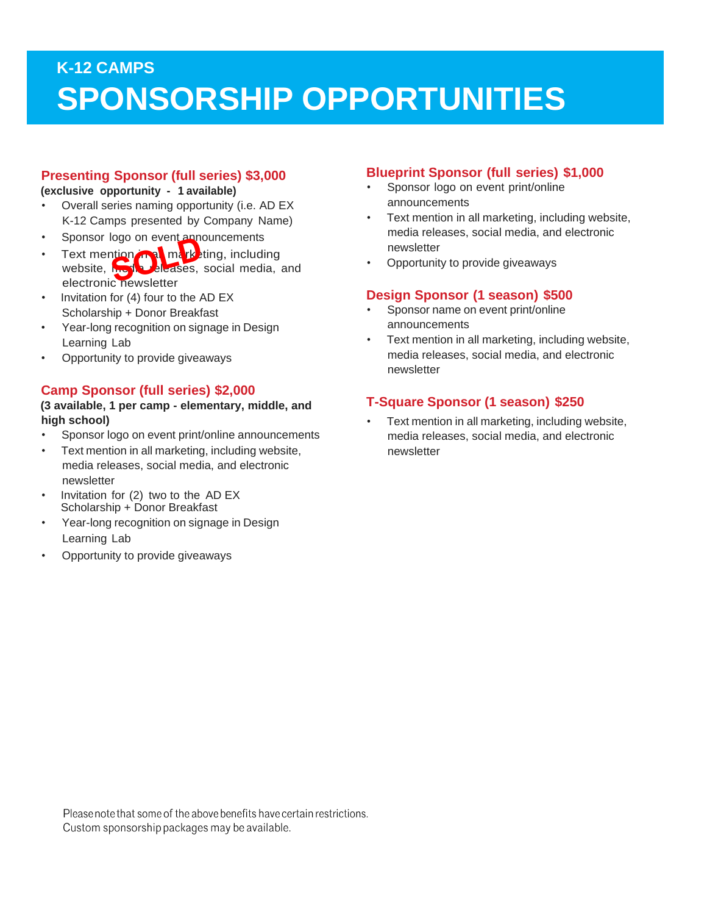K-12 CAMPS

# SPONSORSHIP OPPORTUNITIES

## Presenting Sponsor (full series) $3,000

**(exclusive opportunity - 1 available)**

SOLD

- Overall series naming opportunity (i.e. AD EX K-12 Camps presented by Company Name)
- Sponsor logo on event announcements
- Text mention in all marketing, including website, media releases, social media, and electronic newsletter
- Invitation for (4) four to the AD EX Scholarship + Donor Breakfast
- Year-long recognition on signage in Design Learning Lab
- Opportunity to provide giveaways

## Camp Sponsor (full series) $2,000

**(3 available, 1 per camp - elementary, middle, and high school)**

- Sponsor logo on event print/online announcements
- Text mention in all marketing, including website, media releases, social media, and electronic newsletter
- Invitation for (2) two to the AD EX Scholarship + Donor Breakfast
- Year-long recognition on signage in Design Learning Lab
- Opportunity to provide giveaways

## Blueprint Sponsor (full series) $1,000

- Sponsor logo on event print/online announcements
- Text mention in all marketing, including website, media releases, social media, and electronic newsletter
- Opportunity to provide giveaways

## Design Sponsor (1 season) $500

- Sponsor name on event print/online announcements
- Text mention in all marketing, including website, media releases, social media, and electronic newsletter

## T-Square Sponsor (1 season) $250

- Text mention in all marketing, including website, media releases, social media, and electronic newsletter

Please note that some of the above benefits have certain restrictions.
Custom sponsorship packages may be available.